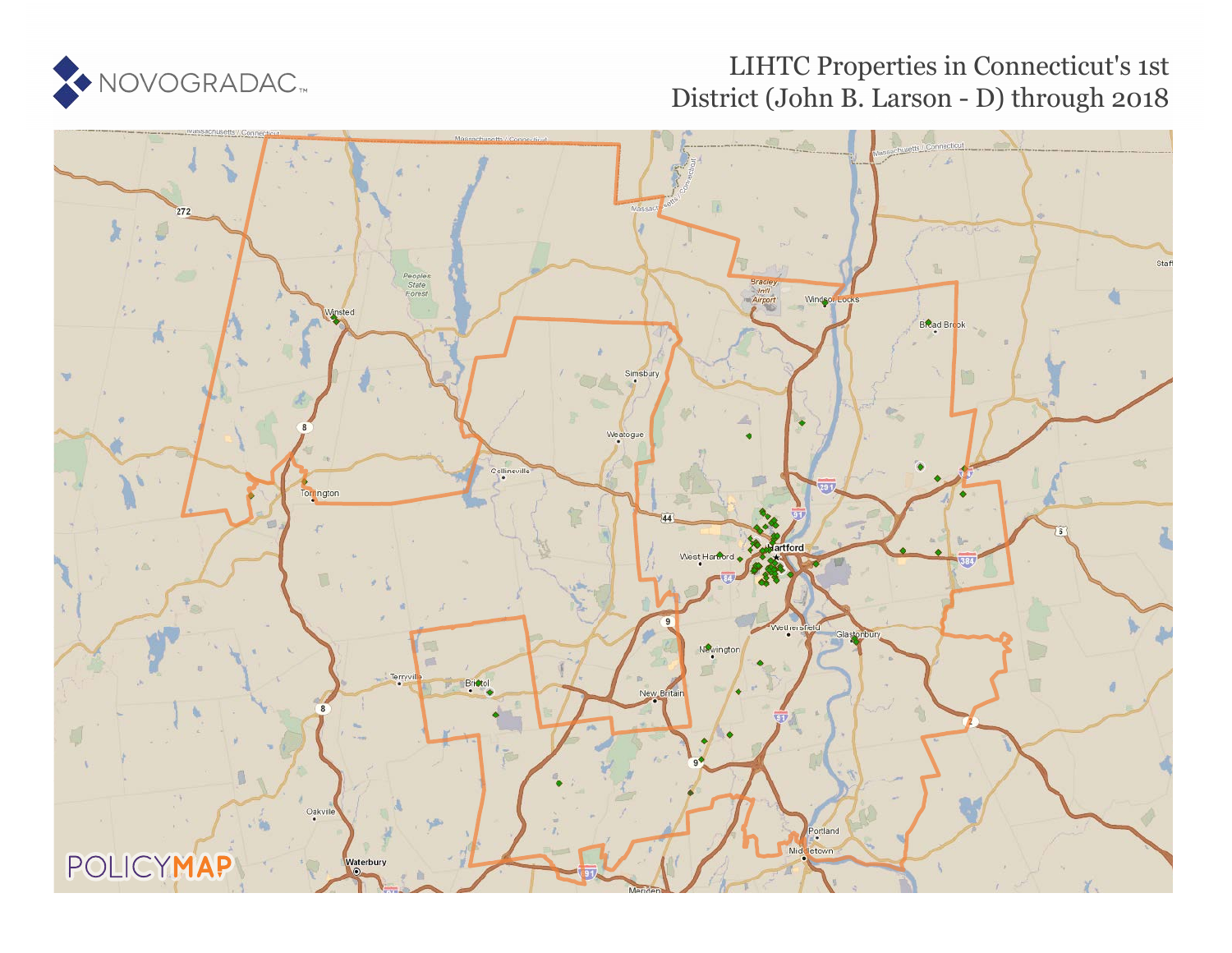# LIHTC Properties in Connecticut's 1st District (John B. Larson - D) through 2018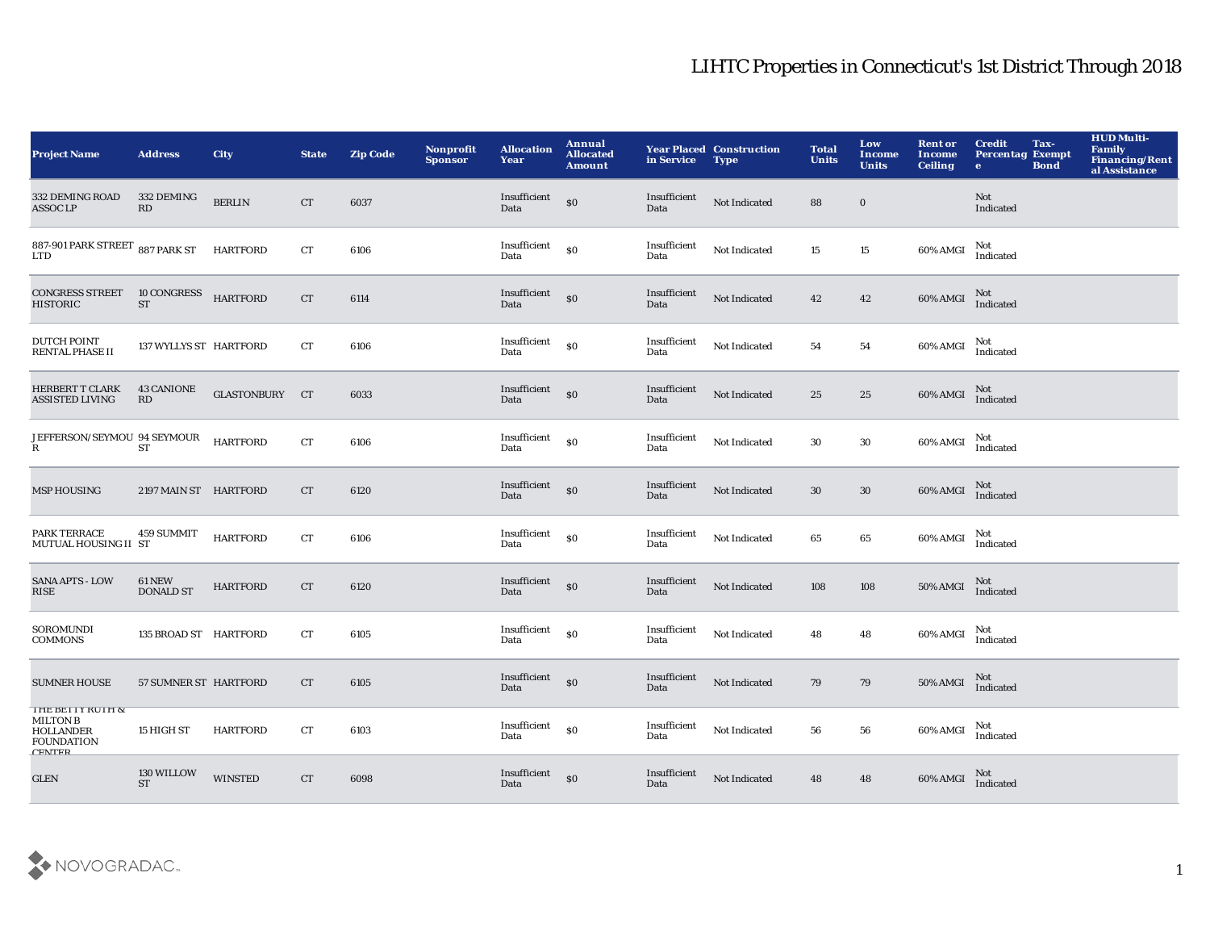# LIHTC Properties in Connecticut's 1st District Through 2018

| Project Name | Address | City | State | Zip Code | Nonprofit Sponsor | Allocation Year | Annual Allocated Amount | Year Placed in Service | Construction Type | Total Units | Low Income Units | Rent or Income Ceiling | Credit Percentage | Tax-Exempt Bond | HUD Multi-Family Financing/Rental Assistance |
|---|---|---|---|---|---|---|---|---|---|---|---|---|---|---|---|
| 332 DEMING ROAD ASSOC LP | 332 DEMING RD | BERLIN | CT | 6037 | | Insufficient Data | $0 | Insufficient Data | Not Indicated | 88 | 0 | | Not Indicated | | |
| 887-901 PARK STREET LTD | 887 PARK ST | HARTFORD | CT | 6106 | | Insufficient Data | $0 | Insufficient Data | Not Indicated | 15 | 15 | 60% AMGI | Not Indicated | | |
| CONGRESS STREET HISTORIC | 10 CONGRESS ST | HARTFORD | CT | 6114 | | Insufficient Data | $0 | Insufficient Data | Not Indicated | 42 | 42 | 60% AMGI | Not Indicated | | |
| DUTCH POINT RENTAL PHASE II | 137 WYLLYS ST | HARTFORD | CT | 6106 | | Insufficient Data | $0 | Insufficient Data | Not Indicated | 54 | 54 | 60% AMGI | Not Indicated | | |
| HERBERT T CLARK ASSISTED LIVING | 43 CANIONE RD | GLASTONBURY | CT | 6033 | | Insufficient Data | $0 | Insufficient Data | Not Indicated | 25 | 25 | 60% AMGI | Not Indicated | | |
| JEFFERSON/SEYMOUR | 94 SEYMOUR ST | HARTFORD | CT | 6106 | | Insufficient Data | $0 | Insufficient Data | Not Indicated | 30 | 30 | 60% AMGI | Not Indicated | | |
| MSP HOUSING | 2197 MAIN ST | HARTFORD | CT | 6120 | | Insufficient Data | $0 | Insufficient Data | Not Indicated | 30 | 30 | 60% AMGI | Not Indicated | | |
| PARK TERRACE MUTUAL HOUSING II | 459 SUMMIT ST | HARTFORD | CT | 6106 | | Insufficient Data | $0 | Insufficient Data | Not Indicated | 65 | 65 | 60% AMGI | Not Indicated | | |
| SANA APTS - LOW RISE | 61 NEW DONALD ST | HARTFORD | CT | 6120 | | Insufficient Data | $0 | Insufficient Data | Not Indicated | 108 | 108 | 50% AMGI | Not Indicated | | |
| SOROMUNDI COMMONS | 135 BROAD ST | HARTFORD | CT | 6105 | | Insufficient Data | $0 | Insufficient Data | Not Indicated | 48 | 48 | 60% AMGI | Not Indicated | | |
| SUMNER HOUSE | 57 SUMNER ST | HARTFORD | CT | 6105 | | Insufficient Data | $0 | Insufficient Data | Not Indicated | 79 | 79 | 50% AMGI | Not Indicated | | |
| THE BETTY RUTH & MILTON B HOLLANDER FOUNDATION CENTER | 15 HIGH ST | HARTFORD | CT | 6103 | | Insufficient Data | $0 | Insufficient Data | Not Indicated | 56 | 56 | 60% AMGI | Not Indicated | | |
| GLEN | 130 WILLOW ST | WINSTED | CT | 6098 | | Insufficient Data | $0 | Insufficient Data | Not Indicated | 48 | 48 | 60% AMGI | Not Indicated | | |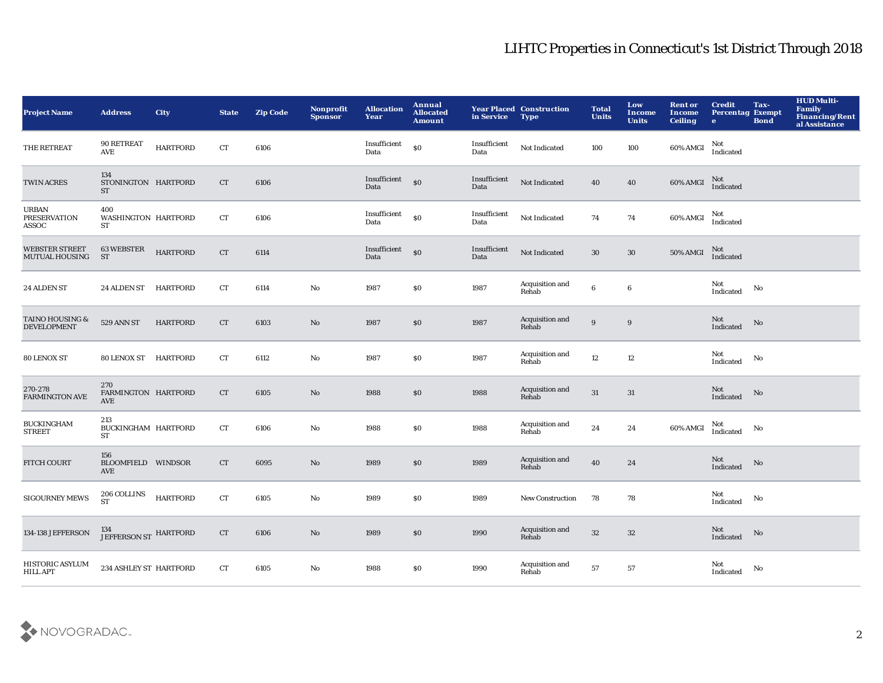# LIHTC Properties in Connecticut's 1st District Through 2018

| Project Name | Address | City | State | Zip Code | Nonprofit Sponsor | Allocation Year | Annual Allocated Amount | Year Placed in Service | Construction Type | Total Units | Low Income Units | Rent or Income Ceiling | Credit Percentage | Tax-Exempt Bond | HUD Multi-Family Financing/Rental Assistance |
|---|---|---|---|---|---|---|---|---|---|---|---|---|---|---|---|
| THE RETREAT | 90 RETREAT AVE | HARTFORD | CT | 6106 | | Insufficient Data | $0 | Insufficient Data | Not Indicated | 100 | 100 | 60% AMGI | Not Indicated | | |
| TWIN ACRES | 134 STONINGTON ST | HARTFORD | CT | 6106 | | Insufficient Data | $0 | Insufficient Data | Not Indicated | 40 | 40 | 60% AMGI | Not Indicated | | |
| URBAN PRESERVATION ASSOC | 400 WASHINGTON ST | HARTFORD | CT | 6106 | | Insufficient Data | $0 | Insufficient Data | Not Indicated | 74 | 74 | 60% AMGI | Not Indicated | | |
| WEBSTER STREET MUTUAL HOUSING | 63 WEBSTER ST | HARTFORD | CT | 6114 | | Insufficient Data | $0 | Insufficient Data | Not Indicated | 30 | 30 | 50% AMGI | Not Indicated | | |
| 24 ALDEN ST | 24 ALDEN ST | HARTFORD | CT | 6114 | No | 1987 | $0 | 1987 | Acquisition and Rehab | 6 | 6 | | Not Indicated | No | |
| TAINO HOUSING & DEVELOPMENT | 529 ANN ST | HARTFORD | CT | 6103 | No | 1987 | $0 | 1987 | Acquisition and Rehab | 9 | 9 | | Not Indicated | No | |
| 80 LENOX ST | 80 LENOX ST | HARTFORD | CT | 6112 | No | 1987 | $0 | 1987 | Acquisition and Rehab | 12 | 12 | | Not Indicated | No | |
| 270-278 FARMINGTON AVE | 270 FARMINGTON AVE | HARTFORD | CT | 6105 | No | 1988 | $0 | 1988 | Acquisition and Rehab | 31 | 31 | | Not Indicated | No | |
| BUCKINGHAM STREET | 213 BUCKINGHAM ST | HARTFORD | CT | 6106 | No | 1988 | $0 | 1988 | Acquisition and Rehab | 24 | 24 | 60% AMGI | Not Indicated | No | |
| FITCH COURT | 156 BLOOMFIELD AVE | WINDSOR | CT | 6095 | No | 1989 | $0 | 1989 | Acquisition and Rehab | 40 | 24 | | Not Indicated | No | |
| SIGOURNEY MEWS | 206 COLLINS ST | HARTFORD | CT | 6105 | No | 1989 | $0 | 1989 | New Construction | 78 | 78 | | Not Indicated | No | |
| 134-138 JEFFERSON | 134 JEFFERSON ST | HARTFORD | CT | 6106 | No | 1989 | $0 | 1990 | Acquisition and Rehab | 32 | 32 | | Not Indicated | No | |
| HISTORIC ASYLUM HILL APT | 234 ASHLEY ST | HARTFORD | CT | 6105 | No | 1988 | $0 | 1990 | Acquisition and Rehab | 57 | 57 | | Not Indicated | No | |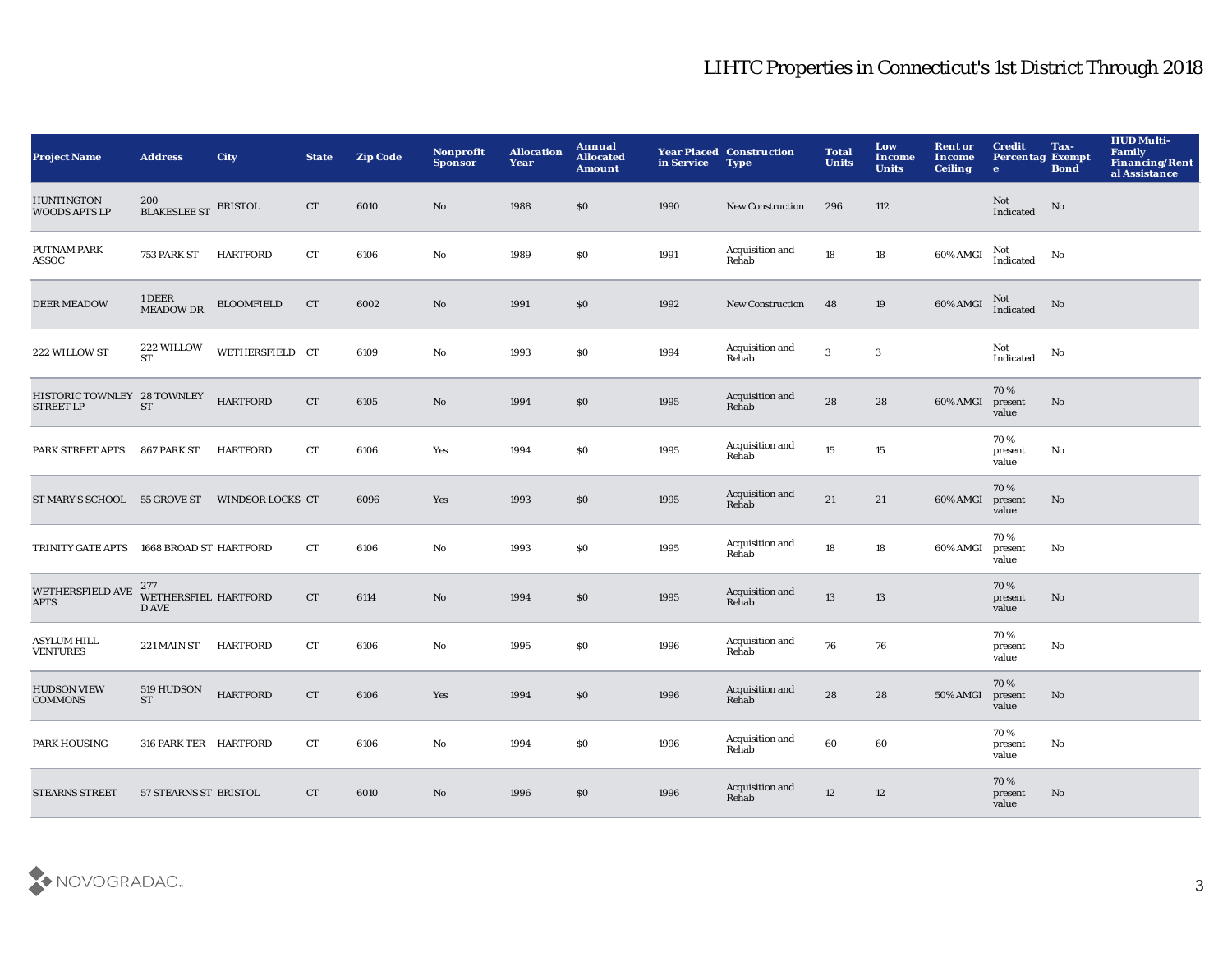# LIHTC Properties in Connecticut's 1st District Through 2018

| Project Name | Address | City | State | Zip Code | Nonprofit Sponsor | Allocation Year | Annual Allocated Amount | Year Placed in Service | Construction Type | Total Units | Low Income Units | Rent or Income Ceiling | Credit Percentage | Tax-Exempt Bond | HUD Multi-Family Financing/Rental Assistance |
|---|---|---|---|---|---|---|---|---|---|---|---|---|---|---|---|
| HUNTINGTON WOODS APTS LP | 200 BLAKESLEE ST | BRISTOL | CT | 6010 | No | 1988 | $0 | 1990 | New Construction | 296 | 112 | | Not Indicated | No | |
| PUTNAM PARK ASSOC | 753 PARK ST | HARTFORD | CT | 6106 | No | 1989 | $0 | 1991 | Acquisition and Rehab | 18 | 18 | 60% AMGI | Not Indicated | No | |
| DEER MEADOW | 1 DEER MEADOW DR | BLOOMFIELD | CT | 6002 | No | 1991 | $0 | 1992 | New Construction | 48 | 19 | 60% AMGI | Not Indicated | No | |
| 222 WILLOW ST | 222 WILLOW ST | WETHERSFIELD | CT | 6109 | No | 1993 | $0 | 1994 | Acquisition and Rehab | 3 | 3 | | Not Indicated | No | |
| HISTORIC TOWNLEY STREET LP | 28 TOWNLEY ST | HARTFORD | CT | 6105 | No | 1994 | $0 | 1995 | Acquisition and Rehab | 28 | 28 | 60% AMGI | 70 % present value | No | |
| PARK STREET APTS | 867 PARK ST | HARTFORD | CT | 6106 | Yes | 1994 | $0 | 1995 | Acquisition and Rehab | 15 | 15 | | 70 % present value | No | |
| ST MARY'S SCHOOL | 55 GROVE ST | WINDSOR LOCKS | CT | 6096 | Yes | 1993 | $0 | 1995 | Acquisition and Rehab | 21 | 21 | 60% AMGI | 70 % present value | No | |
| TRINITY GATE APTS | 1668 BROAD ST | HARTFORD | CT | 6106 | No | 1993 | $0 | 1995 | Acquisition and Rehab | 18 | 18 | 60% AMGI | 70 % present value | No | |
| WETHERSFIELD AVE APTS | 277 WETHERSFIELD AVE | HARTFORD | CT | 6114 | No | 1994 | $0 | 1995 | Acquisition and Rehab | 13 | 13 | | 70 % present value | No | |
| ASYLUM HILL VENTURES | 221 MAIN ST | HARTFORD | CT | 6106 | No | 1995 | $0 | 1996 | Acquisition and Rehab | 76 | 76 | | 70 % present value | No | |
| HUDSON VIEW COMMONS | 519 HUDSON ST | HARTFORD | CT | 6106 | Yes | 1994 | $0 | 1996 | Acquisition and Rehab | 28 | 28 | 50% AMGI | 70 % present value | No | |
| PARK HOUSING | 316 PARK TER | HARTFORD | CT | 6106 | No | 1994 | $0 | 1996 | Acquisition and Rehab | 60 | 60 | | 70 % present value | No | |
| STEARNS STREET | 57 STEARNS ST | BRISTOL | CT | 6010 | No | 1996 | $0 | 1996 | Acquisition and Rehab | 12 | 12 | | 70 % present value | No | |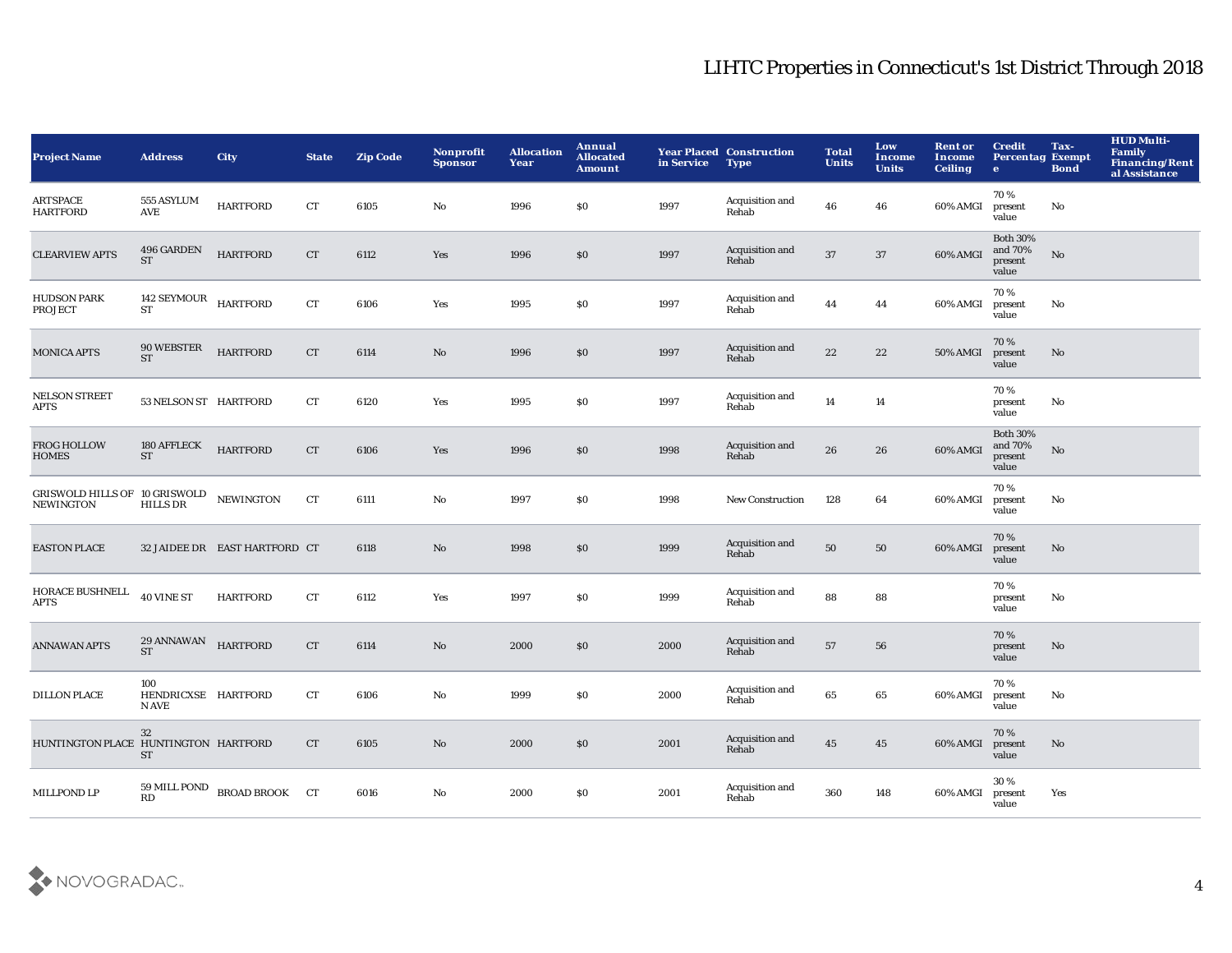## LIHTC Properties in Connecticut's 1st District Through 2018

| Project Name | Address | City | State | Zip Code | Nonprofit Sponsor | Allocation Year | Annual Allocated Amount | Year Placed in Service | Construction Type | Total Units | Low Income Units | Rent or Income Ceiling | Credit Percentage | Tax-Exempt Bond | HUD Multi-Family Financing/Rental Assistance |
|---|---|---|---|---|---|---|---|---|---|---|---|---|---|---|---|
| ARTSPACE HARTFORD | 555 ASYLUM AVE | HARTFORD | CT | 6105 | No | 1996 | $0 | 1997 | Acquisition and Rehab | 46 | 46 | 60% AMGI | 70 % present value | No | |
| CLEARVIEW APTS | 496 GARDEN ST | HARTFORD | CT | 6112 | Yes | 1996 | $0 | 1997 | Acquisition and Rehab | 37 | 37 | 60% AMGI | Both 30% and 70% present value | No | |
| HUDSON PARK PROJECT | 142 SEYMOUR ST | HARTFORD | CT | 6106 | Yes | 1995 | $0 | 1997 | Acquisition and Rehab | 44 | 44 | 60% AMGI | 70 % present value | No | |
| MONICA APTS | 90 WEBSTER ST | HARTFORD | CT | 6114 | No | 1996 | $0 | 1997 | Acquisition and Rehab | 22 | 22 | 50% AMGI | 70 % present value | No | |
| NELSON STREET APTS | 53 NELSON ST | HARTFORD | CT | 6120 | Yes | 1995 | $0 | 1997 | Acquisition and Rehab | 14 | 14 | | 70 % present value | No | |
| FROG HOLLOW HOMES | 180 AFFLECK ST | HARTFORD | CT | 6106 | Yes | 1996 | $0 | 1998 | Acquisition and Rehab | 26 | 26 | 60% AMGI | Both 30% and 70% present value | No | |
| GRISWOLD HILLS OF NEWINGTON | 10 GRISWOLD HILLS DR | NEWINGTON | CT | 6111 | No | 1997 | $0 | 1998 | New Construction | 128 | 64 | 60% AMGI | 70 % present value | No | |
| EASTON PLACE | 32 JAIDEE DR | EAST HARTFORD | CT | 6118 | No | 1998 | $0 | 1999 | Acquisition and Rehab | 50 | 50 | 60% AMGI | 70 % present value | No | |
| HORACE BUSHNELL APTS | 40 VINE ST | HARTFORD | CT | 6112 | Yes | 1997 | $0 | 1999 | Acquisition and Rehab | 88 | 88 | | 70 % present value | No | |
| ANNAWAN APTS | 29 ANNAWAN ST | HARTFORD | CT | 6114 | No | 2000 | $0 | 2000 | Acquisition and Rehab | 57 | 56 | | 70 % present value | No | |
| DILLON PLACE | 100 HENDRICXSEN AVE | HARTFORD | CT | 6106 | No | 1999 | $0 | 2000 | Acquisition and Rehab | 65 | 65 | 60% AMGI | 70 % present value | No | |
| HUNTINGTON PLACE | 32 HUNTINGTON ST | HARTFORD | CT | 6105 | No | 2000 | $0 | 2001 | Acquisition and Rehab | 45 | 45 | 60% AMGI | 70 % present value | No | |
| MILLPOND LP | 59 MILL POND RD | BROAD BROOK | CT | 6016 | No | 2000 | $0 | 2001 | Acquisition and Rehab | 360 | 148 | 60% AMGI | 30 % present value | Yes | |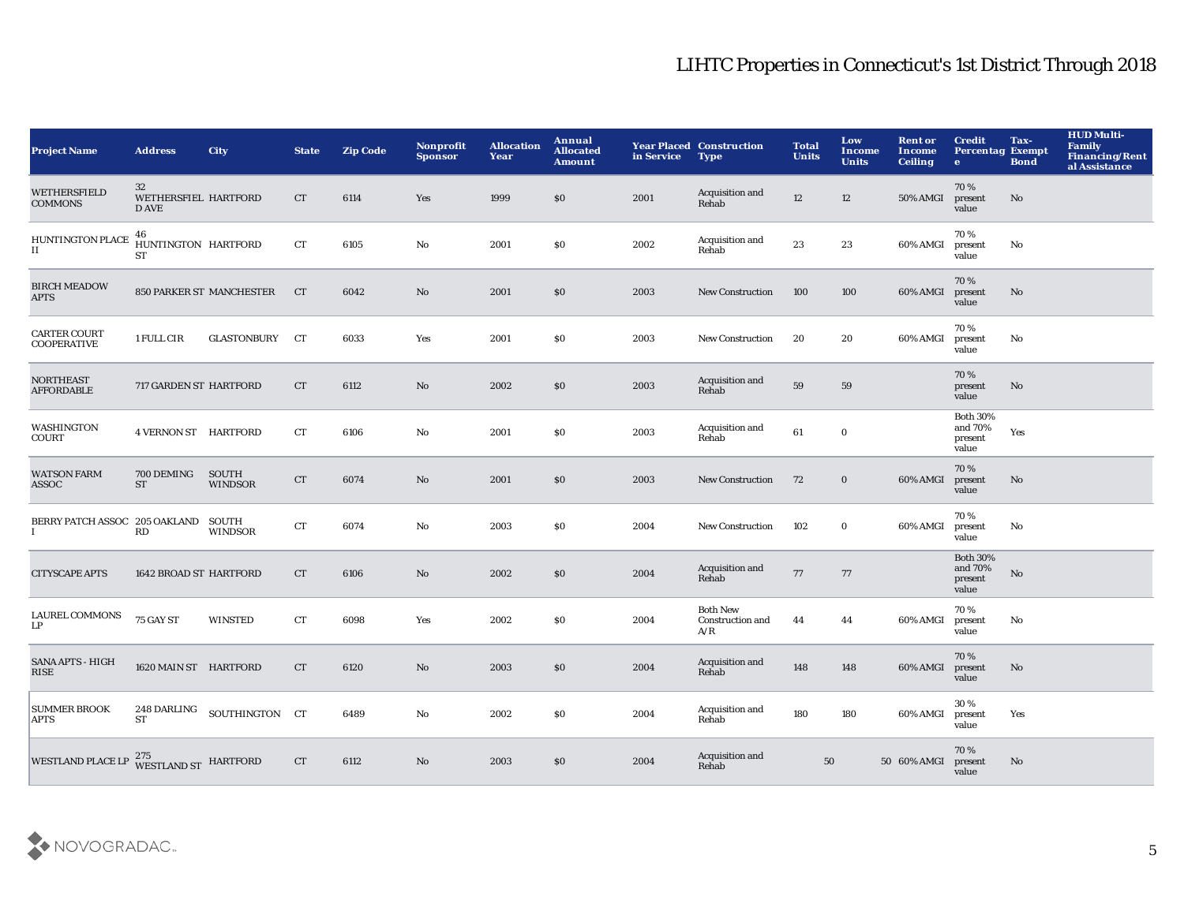# LIHTC Properties in Connecticut's 1st District Through 2018

| Project Name | Address | City | State | Zip Code | Nonprofit Sponsor | Allocation Year | Annual Allocated Amount | Year Placed in Service | Construction Type | Total Units | Low Income Units | Rent or Income Ceiling | Credit Percentage | Tax-Exempt Bond | HUD Multi-Family Financing/Rental Assistance |
|---|---|---|---|---|---|---|---|---|---|---|---|---|---|---|---|
| WETHERSFIELD COMMONS | 32 WETHERSFIELD AVE | HARTFORD | CT | 6114 | Yes | 1999 | $0 | 2001 | Acquisition and Rehab | 12 | 12 | 50% AMGI | 70 % present value | No | |
| HUNTINGTON PLACE II | 46 HUNTINGTON ST | HARTFORD | CT | 6105 | No | 2001 | $0 | 2002 | Acquisition and Rehab | 23 | 23 | 60% AMGI | 70 % present value | No | |
| BIRCH MEADOW APTS | 850 PARKER ST | MANCHESTER | CT | 6042 | No | 2001 | $0 | 2003 | New Construction | 100 | 100 | 60% AMGI | 70 % present value | No | |
| CARTER COURT COOPERATIVE | 1 FULL CIR | GLASTONBURY | CT | 6033 | Yes | 2001 | $0 | 2003 | New Construction | 20 | 20 | 60% AMGI | 70 % present value | No | |
| NORTHEAST AFFORDABLE | 717 GARDEN ST | HARTFORD | CT | 6112 | No | 2002 | $0 | 2003 | Acquisition and Rehab | 59 | 59 | | 70 % present value | No | |
| WASHINGTON COURT | 4 VERNON ST | HARTFORD | CT | 6106 | No | 2001 | $0 | 2003 | Acquisition and Rehab | 61 | 0 | | Both 30% and 70% present value | Yes | |
| WATSON FARM ASSOC | 700 DEMING ST | SOUTH WINDSOR | CT | 6074 | No | 2001 | $0 | 2003 | New Construction | 72 | 0 | 60% AMGI | 70 % present value | No | |
| BERRY PATCH ASSOC I | 205 OAKLAND RD | SOUTH WINDSOR | CT | 6074 | No | 2003 | $0 | 2004 | New Construction | 102 | 0 | 60% AMGI | 70 % present value | No | |
| CITYSCAPE APTS | 1642 BROAD ST | HARTFORD | CT | 6106 | No | 2002 | $0 | 2004 | Acquisition and Rehab | 77 | 77 | | Both 30% and 70% present value | No | |
| LAUREL COMMONS LP | 75 GAY ST | WINSTED | CT | 6098 | Yes | 2002 | $0 | 2004 | Both New Construction and A/R | 44 | 44 | 60% AMGI | 70 % present value | No | |
| SANA APTS - HIGH RISE | 1620 MAIN ST | HARTFORD | CT | 6120 | No | 2003 | $0 | 2004 | Acquisition and Rehab | 148 | 148 | 60% AMGI | 70 % present value | No | |
| SUMMER BROOK APTS | 248 DARLING ST | SOUTHINGTON | CT | 6489 | No | 2002 | $0 | 2004 | Acquisition and Rehab | 180 | 180 | 60% AMGI | 30 % present value | Yes | |
| WESTLAND PLACE LP | 275 WESTLAND ST | HARTFORD | CT | 6112 | No | 2003 | $0 | 2004 | Acquisition and Rehab | 50 | 50 | 60% AMGI | 70 % present value | No | |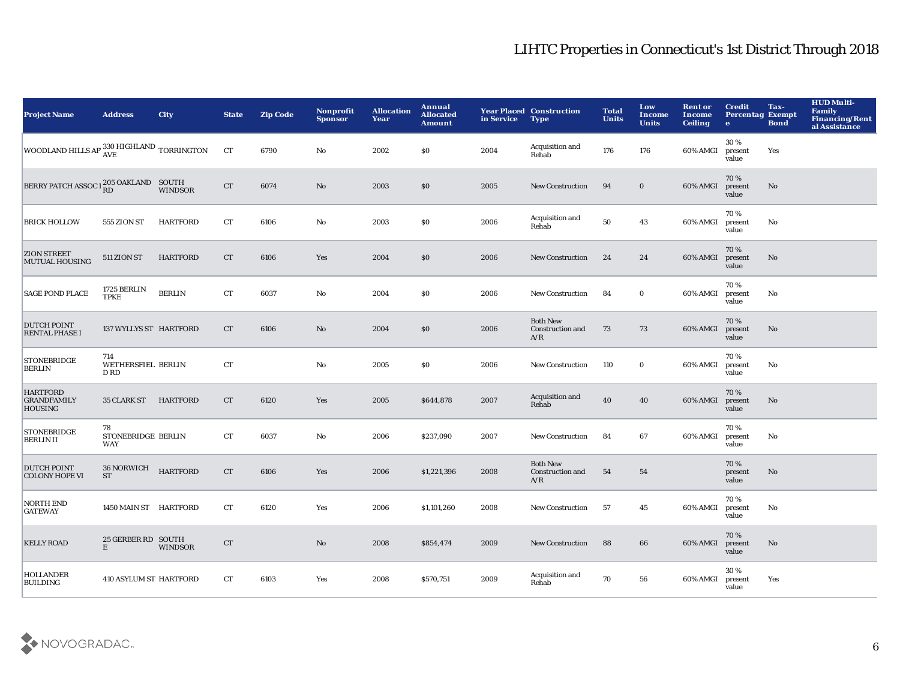# LIHTC Properties in Connecticut's 1st District Through 2018

| Project Name | Address | City | State | Zip Code | Nonprofit Sponsor | Allocation Year | Annual Allocated Amount | Year Placed in Service | Construction Type | Total Units | Low Income Units | Rent or Income Ceiling | Credit Percentage | Tax-Exempt Bond | HUD Multi-Family Financing/Rental Assistance |
|---|---|---|---|---|---|---|---|---|---|---|---|---|---|---|---|
| WOODLAND HILLS AP | 330 HIGHLAND AVE | TORRINGTON | CT | 6790 | No | 2002 | $0 | 2004 | Acquisition and Rehab | 176 | 176 | 60% AMGI | 30 % present value | Yes | |
| BERRY PATCH ASSOC I | 205 OAKLAND RD | SOUTH WINDSOR | CT | 6074 | No | 2003 | $0 | 2005 | New Construction | 94 | 0 | 60% AMGI | 70 % present value | No | |
| BRICK HOLLOW | 555 ZION ST | HARTFORD | CT | 6106 | No | 2003 | $0 | 2006 | Acquisition and Rehab | 50 | 43 | 60% AMGI | 70 % present value | No | |
| ZION STREET MUTUAL HOUSING | 511 ZION ST | HARTFORD | CT | 6106 | Yes | 2004 | $0 | 2006 | New Construction | 24 | 24 | 60% AMGI | 70 % present value | No | |
| SAGE POND PLACE | 1725 BERLIN TPKE | BERLIN | CT | 6037 | No | 2004 | $0 | 2006 | New Construction | 84 | 0 | 60% AMGI | 70 % present value | No | |
| DUTCH POINT RENTAL PHASE I | 137 WYLLYS ST | HARTFORD | CT | 6106 | No | 2004 | $0 | 2006 | Both New Construction and A/R | 73 | 73 | 60% AMGI | 70 % present value | No | |
| STONEBRIDGE BERLIN | 714 WETHERSFIELD RD | BERLIN | CT | | No | 2005 | $0 | 2006 | New Construction | 110 | 0 | 60% AMGI | 70 % present value | No | |
| HARTFORD GRANDFAMILY HOUSING | 35 CLARK ST | HARTFORD | CT | 6120 | Yes | 2005 | $644,878 | 2007 | Acquisition and Rehab | 40 | 40 | 60% AMGI | 70 % present value | No | |
| STONEBRIDGE BERLIN II | 78 STONEBRIDGE WAY | BERLIN | CT | 6037 | No | 2006 | $237,090 | 2007 | New Construction | 84 | 67 | 60% AMGI | 70 % present value | No | |
| DUTCH POINT COLONY HOPE VI | 36 NORWICH ST | HARTFORD | CT | 6106 | Yes | 2006 | $1,221,396 | 2008 | Both New Construction and A/R | 54 | 54 | | 70 % present value | No | |
| NORTH END GATEWAY | 1450 MAIN ST | HARTFORD | CT | 6120 | Yes | 2006 | $1,101,260 | 2008 | New Construction | 57 | 45 | 60% AMGI | 70 % present value | No | |
| KELLY ROAD | 25 GERBER RD E | SOUTH WINDSOR | CT | | No | 2008 | $854,474 | 2009 | New Construction | 88 | 66 | 60% AMGI | 70 % present value | No | |
| HOLLANDER BUILDING | 410 ASYLUM ST | HARTFORD | CT | 6103 | Yes | 2008 | $570,751 | 2009 | Acquisition and Rehab | 70 | 56 | 60% AMGI | 30 % present value | Yes | |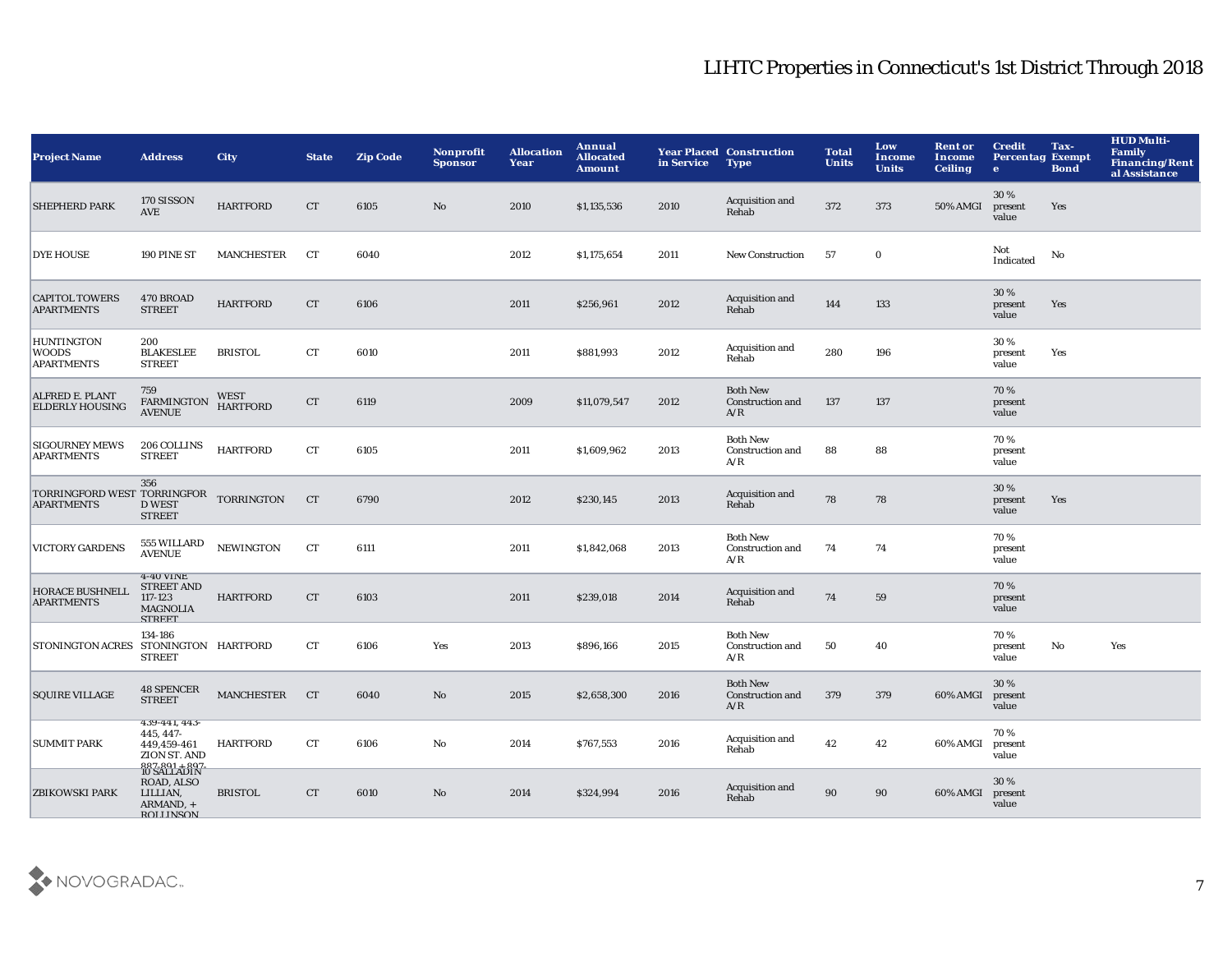# LIHTC Properties in Connecticut's 1st District Through 2018

| Project Name | Address | City | State | Zip Code | Nonprofit Sponsor | Allocation Year | Annual Allocated Amount | Year Placed in Service | Construction Type | Total Units | Low Income Units | Rent or Income Ceiling | Credit Percentage | Tax-Exempt Bond | HUD Multi-Family Financing/Rental Assistance |
|---|---|---|---|---|---|---|---|---|---|---|---|---|---|---|---|
| SHEPHERD PARK | 170 SISSON AVE | HARTFORD | CT | 6105 | No | 2010 | $1,135,536 | 2010 | Acquisition and Rehab | 372 | 373 | 50% AMGI | 30 % present value | Yes | |
| DYE HOUSE | 190 PINE ST | MANCHESTER | CT | 6040 | | 2012 | $1,175,654 | 2011 | New Construction | 57 | 0 | | Not Indicated | No | |
| CAPITOL TOWERS APARTMENTS | 470 BROAD STREET | HARTFORD | CT | 6106 | | 2011 | $256,961 | 2012 | Acquisition and Rehab | 144 | 133 | | 30 % present value | Yes | |
| HUNTINGTON WOODS APARTMENTS | 200 BLAKESLEE STREET | BRISTOL | CT | 6010 | | 2011 | $881,993 | 2012 | Acquisition and Rehab | 280 | 196 | | 30 % present value | Yes | |
| ALFRED E. PLANT ELDERLY HOUSING | 759 FARMINGTON AVENUE | WEST HARTFORD | CT | 6119 | | 2009 | $11,079,547 | 2012 | Both New Construction and A/R | 137 | 137 | | 70 % present value | | |
| SIGOURNEY MEWS APARTMENTS | 206 COLLINS STREET | HARTFORD | CT | 6105 | | 2011 | $1,609,962 | 2013 | Both New Construction and A/R | 88 | 88 | | 70 % present value | | |
| TORRINGFORD WEST APARTMENTS | 356 TORRINGFORD WEST STREET | TORRINGTON | CT | 6790 | | 2012 | $230,145 | 2013 | Acquisition and Rehab | 78 | 78 | | 30 % present value | Yes | |
| VICTORY GARDENS | 555 WILLARD AVENUE | NEWINGTON | CT | 6111 | | 2011 | $1,842,068 | 2013 | Both New Construction and A/R | 74 | 74 | | 70 % present value | | |
| HORACE BUSHNELL APARTMENTS | 4-40 VINE STREET AND 117-123 MAGNOLIA STREET | HARTFORD | CT | 6103 | | 2011 | $239,018 | 2014 | Acquisition and Rehab | 74 | 59 | | 70 % present value | | |
| STONINGTON ACRES | 134-186 STONINGTON STREET | HARTFORD | CT | 6106 | Yes | 2013 | $896,166 | 2015 | Both New Construction and A/R | 50 | 40 | | 70 % present value | No | Yes |
| SQUIRE VILLAGE | 48 SPENCER STREET | MANCHESTER | CT | 6040 | No | 2015 | $2,658,300 | 2016 | Both New Construction and A/R | 379 | 379 | 60% AMGI | 30 % present value | | |
| SUMMIT PARK | 439-441, 443-445, 447-449,459-461 ZION ST. AND 887,891 + 897- | HARTFORD | CT | 6106 | No | 2014 | $767,553 | 2016 | Acquisition and Rehab | 42 | 42 | 60% AMGI | 70 % present value | | |
| ZBIKOWSKI PARK | 10 SALLADIN ROAD, ALSO LILLIAN, ARMAND, + ROLLINSON | BRISTOL | CT | 6010 | No | 2014 | $324,994 | 2016 | Acquisition and Rehab | 90 | 90 | 60% AMGI | 30 % present value | | |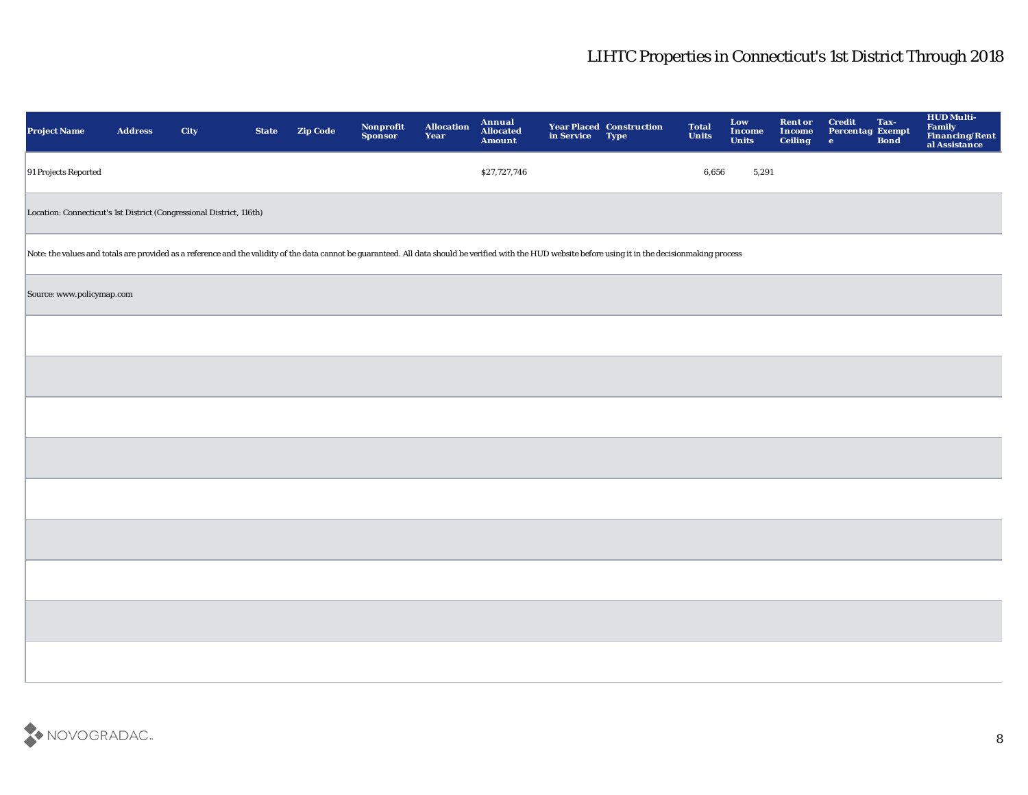# LIHTC Properties in Connecticut's 1st District Through 2018

| Project Name | Address | City | State | Zip Code | Nonprofit Sponsor | Allocation Year | Annual Allocated Amount | Year Placed in Service | Construction Type | Total Units | Low Income Units | Rent or Income Ceiling | Credit Percentage | Tax-Exempt Bond | HUD Multi-Family Financing/Rental Assistance |
|---|---|---|---|---|---|---|---|---|---|---|---|---|---|---|---|
| 91 Projects Reported | | | | | | | $27,727,746 | | | 6,656 | 5,291 | | | | |
| Location: Connecticut's 1st District (Congressional District, 116th) | | | | | | | | | | | | | | | |
| Note: the values and totals are provided as a reference and the validity of the data cannot be guaranteed. All data should be verified with the HUD website before using it in the decisionmaking process | | | | | | | | | | | | | | | |
| Source: www.policymap.com | | | | | | | | | | | | | | | |